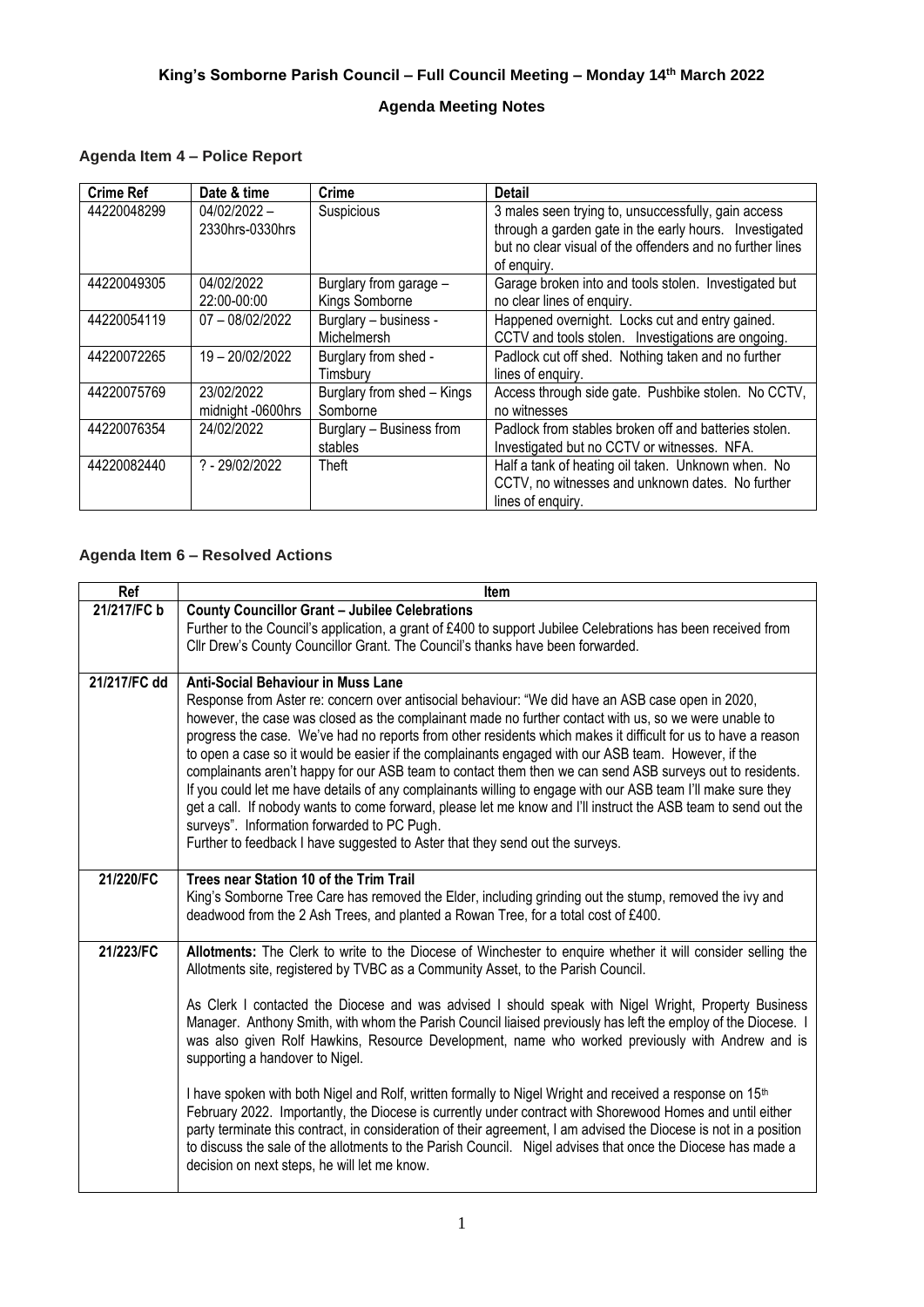# King's Somborne Parish Council – Full Council Meeting – Monday 14th March 2022

## Agenda Meeting Notes

### Agenda Item 4 – Police Report

| Crime Ref | Date & time | Crime | Detail |
|---|---|---|---|
| 44220048299 | 04/02/2022 – 2330hrs-0330hrs | Suspicious | 3 males seen trying to, unsuccessfully, gain access through a garden gate in the early hours. Investigated but no clear visual of the offenders and no further lines of enquiry. |
| 44220049305 | 04/02/2022 22:00-00:00 | Burglary from garage – Kings Somborne | Garage broken into and tools stolen. Investigated but no clear lines of enquiry. |
| 44220054119 | 07 – 08/02/2022 | Burglary – business - Michelmersh | Happened overnight. Locks cut and entry gained. CCTV and tools stolen. Investigations are ongoing. |
| 44220072265 | 19 – 20/02/2022 | Burglary from shed - Timsbury | Padlock cut off shed. Nothing taken and no further lines of enquiry. |
| 44220075769 | 23/02/2022 midnight -0600hrs | Burglary from shed – Kings Somborne | Access through side gate. Pushbike stolen. No CCTV, no witnesses |
| 44220076354 | 24/02/2022 | Burglary – Business from stables | Padlock from stables broken off and batteries stolen. Investigated but no CCTV or witnesses. NFA. |
| 44220082440 | ? - 29/02/2022 | Theft | Half a tank of heating oil taken. Unknown when. No CCTV, no witnesses and unknown dates. No further lines of enquiry. |

### Agenda Item 6 – Resolved Actions

| Ref | Item |
|---|---|
| 21/217/FC b | **County Councillor Grant – Jubilee Celebrations**<br>Further to the Council's application, a grant of £400 to support Jubilee Celebrations has been received from Cllr Drew's County Councillor Grant. The Council's thanks have been forwarded. |
| 21/217/FC dd | **Anti-Social Behaviour in Muss Lane**<br>Response from Aster re: concern over antisocial behaviour: "We did have an ASB case open in 2020, however, the case was closed as the complainant made no further contact with us, so we were unable to progress the case. We've had no reports from other residents which makes it difficult for us to have a reason to open a case so it would be easier if the complainants engaged with our ASB team. However, if the complainants aren't happy for our ASB team to contact them then we can send ASB surveys out to residents. If you could let me have details of any complainants willing to engage with our ASB team I'll make sure they get a call. If nobody wants to come forward, please let me know and I'll instruct the ASB team to send out the surveys". Information forwarded to PC Pugh.<br>Further to feedback I have suggested to Aster that they send out the surveys. |
| 21/220/FC | **Trees near Station 10 of the Trim Trail**<br>King's Somborne Tree Care has removed the Elder, including grinding out the stump, removed the ivy and deadwood from the 2 Ash Trees, and planted a Rowan Tree, for a total cost of £400. |
| 21/223/FC | **Allotments:** The Clerk to write to the Diocese of Winchester to enquire whether it will consider selling the Allotments site, registered by TVBC as a Community Asset, to the Parish Council.<br><br>As Clerk I contacted the Diocese and was advised I should speak with Nigel Wright, Property Business Manager. Anthony Smith, with whom the Parish Council liaised previously has left the employ of the Diocese. I was also given Rolf Hawkins, Resource Development, name who worked previously with Andrew and is supporting a handover to Nigel.<br><br>I have spoken with both Nigel and Rolf, written formally to Nigel Wright and received a response on 15th February 2022. Importantly, the Diocese is currently under contract with Shorewood Homes and until either party terminate this contract, in consideration of their agreement, I am advised the Diocese is not in a position to discuss the sale of the allotments to the Parish Council. Nigel advises that once the Diocese has made a decision on next steps, he will let me know. |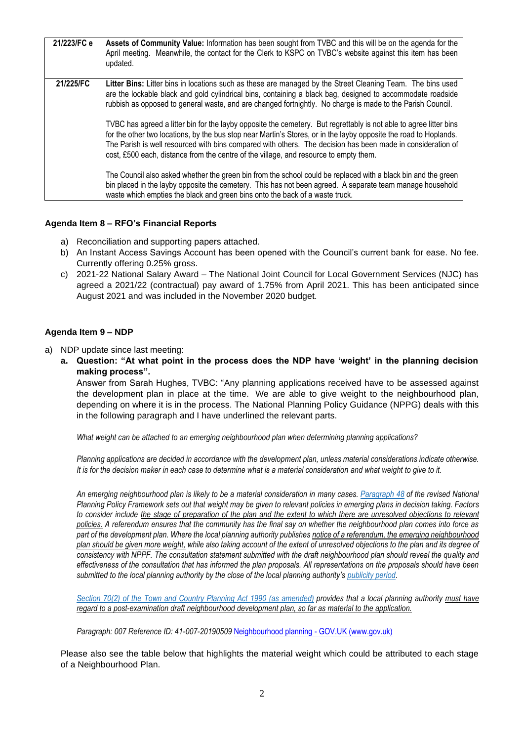| | |
|---|---|
| **21/223/FC e** | **Assets of Community Value:** Information has been sought from TVBC and this will be on the agenda for the April meeting. Meanwhile, the contact for the Clerk to KSPC on TVBC's website against this item has been updated. |
| **21/225/FC** | **Litter Bins:** Litter bins in locations such as these are managed by the Street Cleaning Team. The bins used are the lockable black and gold cylindrical bins, containing a black bag, designed to accommodate roadside rubbish as opposed to general waste, and are changed fortnightly. No charge is made to the Parish Council.<br><br>TVBC has agreed a litter bin for the layby opposite the cemetery. But regrettably is not able to agree litter bins for the other two locations, by the bus stop near Martin's Stores, or in the layby opposite the road to Hoplands. The Parish is well resourced with bins compared with others. The decision has been made in consideration of cost, £500 each, distance from the centre of the village, and resource to empty them.<br><br>The Council also asked whether the green bin from the school could be replaced with a black bin and the green bin placed in the layby opposite the cemetery. This has not been agreed. A separate team manage household waste which empties the black and green bins onto the back of a waste truck. |

**Agenda Item 8 – RFO's Financial Reports**

a) Reconciliation and supporting papers attached.
b) An Instant Access Savings Account has been opened with the Council's current bank for ease. No fee. Currently offering 0.25% gross.
c) 2021-22 National Salary Award – The National Joint Council for Local Government Services (NJC) has agreed a 2021/22 (contractual) pay award of 1.75% from April 2021. This has been anticipated since August 2021 and was included in the November 2020 budget.

**Agenda Item 9 – NDP**

a) NDP update since last meeting:
   a. **Question: "At what point in the process does the NDP have 'weight' in the planning decision making process".**

   Answer from Sarah Hughes, TVBC: "Any planning applications received have to be assessed against the development plan in place at the time. We are able to give weight to the neighbourhood plan, depending on where it is in the process. The National Planning Policy Guidance (NPPG) deals with this in the following paragraph and I have underlined the relevant parts.

   *What weight can be attached to an emerging neighbourhood plan when determining planning applications?*

   *Planning applications are decided in accordance with the development plan, unless material considerations indicate otherwise. It is for the decision maker in each case to determine what is a material consideration and what weight to give to it.*

   *An emerging neighbourhood plan is likely to be a material consideration in many cases. Paragraph 48 of the revised National Planning Policy Framework sets out that weight may be given to relevant policies in emerging plans in decision taking. Factors to consider include the stage of preparation of the plan and the extent to which there are unresolved objections to relevant policies. A referendum ensures that the community has the final say on whether the neighbourhood plan comes into force as part of the development plan. Where the local planning authority publishes notice of a referendum, the emerging neighbourhood plan should be given more weight, while also taking account of the extent of unresolved objections to the plan and its degree of consistency with NPPF. The consultation statement submitted with the draft neighbourhood plan should reveal the quality and effectiveness of the consultation that has informed the plan proposals. All representations on the proposals should have been submitted to the local planning authority by the close of the local planning authority's publicity period.*

   *Section 70(2) of the Town and Country Planning Act 1990 (as amended) provides that a local planning authority must have regard to a post-examination draft neighbourhood development plan, so far as material to the application.*

   *Paragraph: 007 Reference ID: 41-007-20190509* Neighbourhood planning - GOV.UK (www.gov.uk)

   Please also see the table below that highlights the material weight which could be attributed to each stage of a Neighbourhood Plan.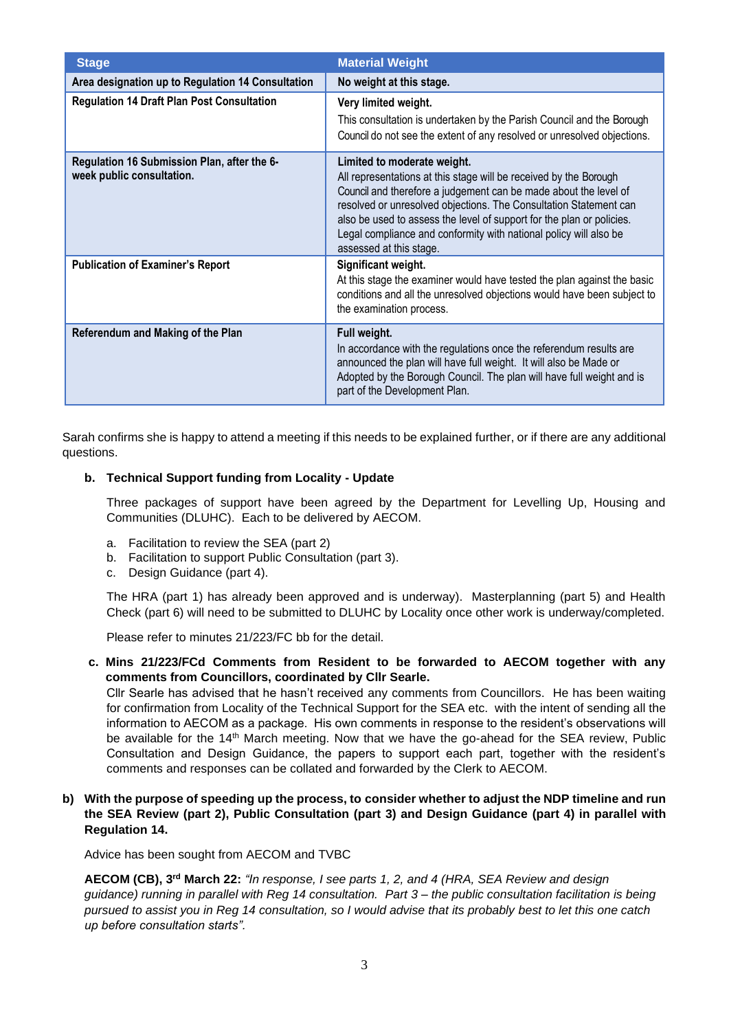| Stage | Material Weight |
|---|---|
| **Area designation up to Regulation 14 Consultation** | **No weight at this stage.** |
| **Regulation 14 Draft Plan Post Consultation** | **Very limited weight.** This consultation is undertaken by the Parish Council and the Borough Council do not see the extent of any resolved or unresolved objections. |
| **Regulation 16 Submission Plan, after the 6-week public consultation.** | **Limited to moderate weight.** All representations at this stage will be received by the Borough Council and therefore a judgement can be made about the level of resolved or unresolved objections. The Consultation Statement can also be used to assess the level of support for the plan or policies. Legal compliance and conformity with national policy will also be assessed at this stage. |
| **Publication of Examiner's Report** | **Significant weight.** At this stage the examiner would have tested the plan against the basic conditions and all the unresolved objections would have been subject to the examination process. |
| **Referendum and Making of the Plan** | **Full weight.** In accordance with the regulations once the referendum results are announced the plan will have full weight. It will also be Made or Adopted by the Borough Council. The plan will have full weight and is part of the Development Plan. |

Sarah confirms she is happy to attend a meeting if this needs to be explained further, or if there are any additional questions.

**b. Technical Support funding from Locality - Update**

Three packages of support have been agreed by the Department for Levelling Up, Housing and Communities (DLUHC). Each to be delivered by AECOM.

a. Facilitation to review the SEA (part 2)
b. Facilitation to support Public Consultation (part 3).
c. Design Guidance (part 4).

The HRA (part 1) has already been approved and is underway). Masterplanning (part 5) and Health Check (part 6) will need to be submitted to DLUHC by Locality once other work is underway/completed.

Please refer to minutes 21/223/FC bb for the detail.

**c. Mins 21/223/FCd Comments from Resident to be forwarded to AECOM together with any comments from Councillors, coordinated by Cllr Searle.**

Cllr Searle has advised that he hasn't received any comments from Councillors. He has been waiting for confirmation from Locality of the Technical Support for the SEA etc. with the intent of sending all the information to AECOM as a package. His own comments in response to the resident's observations will be available for the 14th March meeting. Now that we have the go-ahead for the SEA review, Public Consultation and Design Guidance, the papers to support each part, together with the resident's comments and responses can be collated and forwarded by the Clerk to AECOM.

**b) With the purpose of speeding up the process, to consider whether to adjust the NDP timeline and run the SEA Review (part 2), Public Consultation (part 3) and Design Guidance (part 4) in parallel with Regulation 14.**

Advice has been sought from AECOM and TVBC

**AECOM (CB), 3rd March 22:** *"In response, I see parts 1, 2, and 4 (HRA, SEA Review and design guidance) running in parallel with Reg 14 consultation. Part 3 – the public consultation facilitation is being pursued to assist you in Reg 14 consultation, so I would advise that its probably best to let this one catch up before consultation starts".*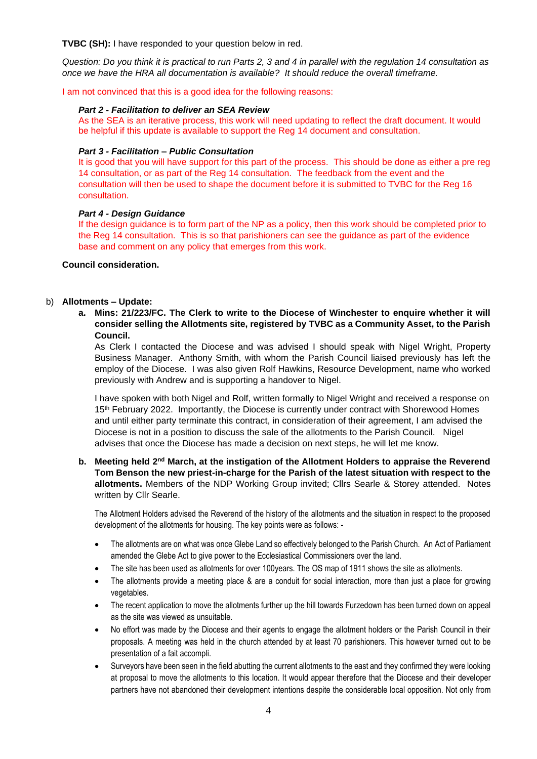**TVBC (SH):** I have responded to your question below in red.

*Question: Do you think it is practical to run Parts 2, 3 and 4 in parallel with the regulation 14 consultation as once we have the HRA all documentation is available? It should reduce the overall timeframe.*

I am not convinced that this is a good idea for the following reasons:

***Part 2 - Facilitation to deliver an SEA Review***

As the SEA is an iterative process, this work will need updating to reflect the draft document. It would be helpful if this update is available to support the Reg 14 document and consultation.

***Part 3 - Facilitation – Public Consultation***

It is good that you will have support for this part of the process. This should be done as either a pre reg 14 consultation, or as part of the Reg 14 consultation. The feedback from the event and the consultation will then be used to shape the document before it is submitted to TVBC for the Reg 16 consultation.

***Part 4 - Design Guidance***

If the design guidance is to form part of the NP as a policy, then this work should be completed prior to the Reg 14 consultation. This is so that parishioners can see the guidance as part of the evidence base and comment on any policy that emerges from this work.

**Council consideration.**

b) **Allotments – Update:**

a. **Mins: 21/223/FC. The Clerk to write to the Diocese of Winchester to enquire whether it will consider selling the Allotments site, registered by TVBC as a Community Asset, to the Parish Council.**

As Clerk I contacted the Diocese and was advised I should speak with Nigel Wright, Property Business Manager. Anthony Smith, with whom the Parish Council liaised previously has left the employ of the Diocese. I was also given Rolf Hawkins, Resource Development, name who worked previously with Andrew and is supporting a handover to Nigel.

I have spoken with both Nigel and Rolf, written formally to Nigel Wright and received a response on 15th February 2022. Importantly, the Diocese is currently under contract with Shorewood Homes and until either party terminate this contract, in consideration of their agreement, I am advised the Diocese is not in a position to discuss the sale of the allotments to the Parish Council. Nigel advises that once the Diocese has made a decision on next steps, he will let me know.

b. **Meeting held 2nd March, at the instigation of the Allotment Holders to appraise the Reverend Tom Benson the new priest-in-charge for the Parish of the latest situation with respect to the allotments.** Members of the NDP Working Group invited; Cllrs Searle & Storey attended. Notes written by Cllr Searle.

The Allotment Holders advised the Reverend of the history of the allotments and the situation in respect to the proposed development of the allotments for housing. The key points were as follows: -

- The allotments are on what was once Glebe Land so effectively belonged to the Parish Church. An Act of Parliament amended the Glebe Act to give power to the Ecclesiastical Commissioners over the land.
- The site has been used as allotments for over 100years. The OS map of 1911 shows the site as allotments.
- The allotments provide a meeting place & are a conduit for social interaction, more than just a place for growing vegetables.
- The recent application to move the allotments further up the hill towards Furzedown has been turned down on appeal as the site was viewed as unsuitable.
- No effort was made by the Diocese and their agents to engage the allotment holders or the Parish Council in their proposals. A meeting was held in the church attended by at least 70 parishioners. This however turned out to be presentation of a fait accompli.
- Surveyors have been seen in the field abutting the current allotments to the east and they confirmed they were looking at proposal to move the allotments to this location. It would appear therefore that the Diocese and their developer partners have not abandoned their development intentions despite the considerable local opposition. Not only from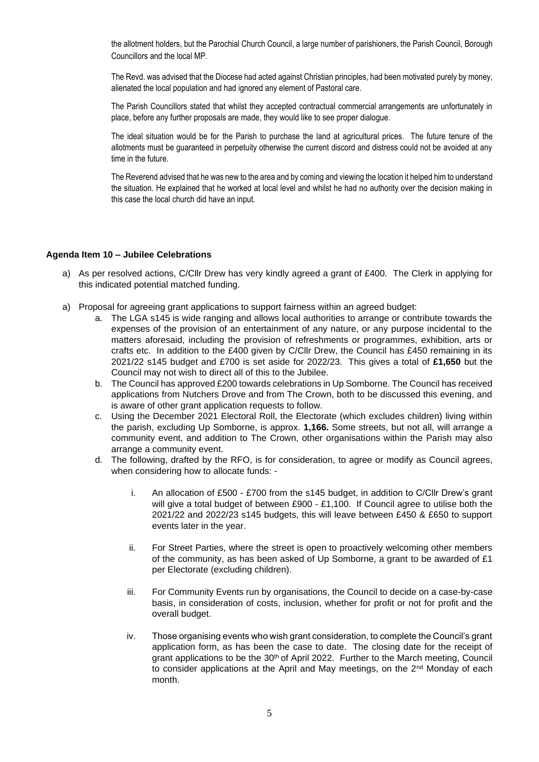the allotment holders, but the Parochial Church Council, a large number of parishioners, the Parish Council, Borough Councillors and the local MP.

The Revd. was advised that the Diocese had acted against Christian principles, had been motivated purely by money, alienated the local population and had ignored any element of Pastoral care.

The Parish Councillors stated that whilst they accepted contractual commercial arrangements are unfortunately in place, before any further proposals are made, they would like to see proper dialogue.

The ideal situation would be for the Parish to purchase the land at agricultural prices. The future tenure of the allotments must be guaranteed in perpetuity otherwise the current discord and distress could not be avoided at any time in the future.

The Reverend advised that he was new to the area and by coming and viewing the location it helped him to understand the situation. He explained that he worked at local level and whilst he had no authority over the decision making in this case the local church did have an input.

**Agenda Item 10 – Jubilee Celebrations**

a) As per resolved actions, C/Cllr Drew has very kindly agreed a grant of £400. The Clerk in applying for this indicated potential matched funding.

a) Proposal for agreeing grant applications to support fairness within an agreed budget:
   a. The LGA s145 is wide ranging and allows local authorities to arrange or contribute towards the expenses of the provision of an entertainment of any nature, or any purpose incidental to the matters aforesaid, including the provision of refreshments or programmes, exhibition, arts or crafts etc. In addition to the £400 given by C/Cllr Drew, the Council has £450 remaining in its 2021/22 s145 budget and £700 is set aside for 2022/23. This gives a total of **£1,650** but the Council may not wish to direct all of this to the Jubilee.
   b. The Council has approved £200 towards celebrations in Up Somborne. The Council has received applications from Nutchers Drove and from The Crown, both to be discussed this evening, and is aware of other grant application requests to follow.
   c. Using the December 2021 Electoral Roll, the Electorate (which excludes children) living within the parish, excluding Up Somborne, is approx. **1,166.** Some streets, but not all, will arrange a community event, and addition to The Crown, other organisations within the Parish may also arrange a community event.
   d. The following, drafted by the RFO, is for consideration, to agree or modify as Council agrees, when considering how to allocate funds: -

      i. An allocation of £500 - £700 from the s145 budget, in addition to C/Cllr Drew's grant will give a total budget of between £900 - £1,100. If Council agree to utilise both the 2021/22 and 2022/23 s145 budgets, this will leave between £450 & £650 to support events later in the year.

      ii. For Street Parties, where the street is open to proactively welcoming other members of the community, as has been asked of Up Somborne, a grant to be awarded of £1 per Electorate (excluding children).

      iii. For Community Events run by organisations, the Council to decide on a case-by-case basis, in consideration of costs, inclusion, whether for profit or not for profit and the overall budget.

      iv. Those organising events who wish grant consideration, to complete the Council's grant application form, as has been the case to date. The closing date for the receipt of grant applications to be the 30th of April 2022. Further to the March meeting, Council to consider applications at the April and May meetings, on the 2nd Monday of each month.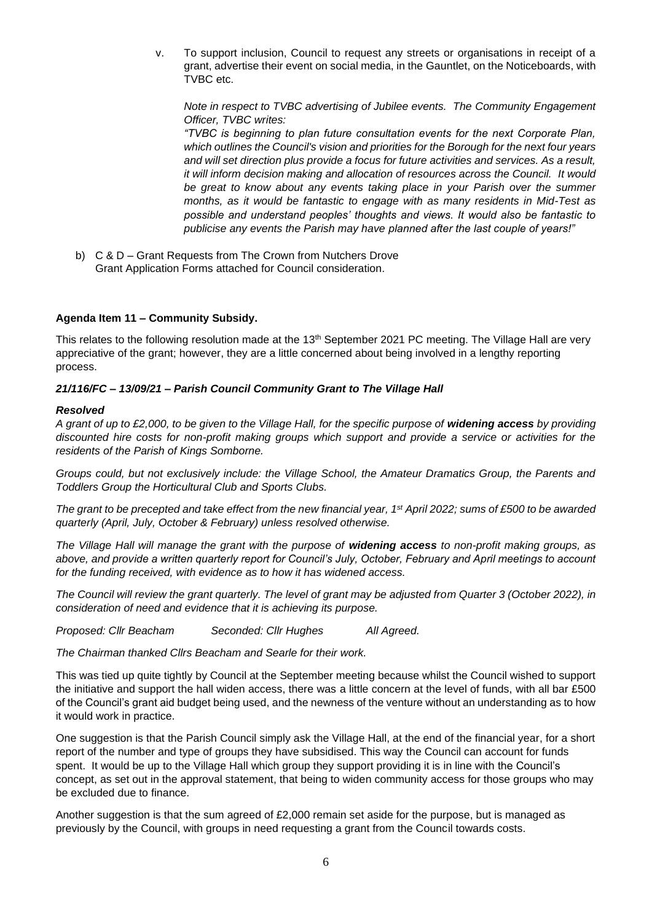v. To support inclusion, Council to request any streets or organisations in receipt of a grant, advertise their event on social media, in the Gauntlet, on the Noticeboards, with TVBC etc.

*Note in respect to TVBC advertising of Jubilee events. The Community Engagement Officer, TVBC writes:*

*"TVBC is beginning to plan future consultation events for the next Corporate Plan, which outlines the Council's vision and priorities for the Borough for the next four years and will set direction plus provide a focus for future activities and services. As a result, it will inform decision making and allocation of resources across the Council. It would be great to know about any events taking place in your Parish over the summer months, as it would be fantastic to engage with as many residents in Mid-Test as possible and understand peoples' thoughts and views. It would also be fantastic to publicise any events the Parish may have planned after the last couple of years!"*

b) C & D – Grant Requests from The Crown from Nutchers Drove
Grant Application Forms attached for Council consideration.

**Agenda Item 11 – Community Subsidy.**

This relates to the following resolution made at the 13th September 2021 PC meeting. The Village Hall are very appreciative of the grant; however, they are a little concerned about being involved in a lengthy reporting process.

***21/116/FC – 13/09/21 – Parish Council Community Grant to The Village Hall***

***Resolved***

*A grant of up to £2,000, to be given to the Village Hall, for the specific purpose of **widening access** by providing discounted hire costs for non-profit making groups which support and provide a service or activities for the residents of the Parish of Kings Somborne.*

*Groups could, but not exclusively include: the Village School, the Amateur Dramatics Group, the Parents and Toddlers Group the Horticultural Club and Sports Clubs.*

*The grant to be precepted and take effect from the new financial year, 1st April 2022; sums of £500 to be awarded quarterly (April, July, October & February) unless resolved otherwise.*

*The Village Hall will manage the grant with the purpose of **widening access** to non-profit making groups, as above, and provide a written quarterly report for Council's July, October, February and April meetings to account for the funding received, with evidence as to how it has widened access.*

*The Council will review the grant quarterly. The level of grant may be adjusted from Quarter 3 (October 2022), in consideration of need and evidence that it is achieving its purpose.*

*Proposed: Cllr Beacham Seconded: Cllr Hughes All Agreed.*

*The Chairman thanked Cllrs Beacham and Searle for their work.*

This was tied up quite tightly by Council at the September meeting because whilst the Council wished to support the initiative and support the hall widen access, there was a little concern at the level of funds, with all bar £500 of the Council's grant aid budget being used, and the newness of the venture without an understanding as to how it would work in practice.

One suggestion is that the Parish Council simply ask the Village Hall, at the end of the financial year, for a short report of the number and type of groups they have subsidised. This way the Council can account for funds spent. It would be up to the Village Hall which group they support providing it is in line with the Council's concept, as set out in the approval statement, that being to widen community access for those groups who may be excluded due to finance.

Another suggestion is that the sum agreed of £2,000 remain set aside for the purpose, but is managed as previously by the Council, with groups in need requesting a grant from the Council towards costs.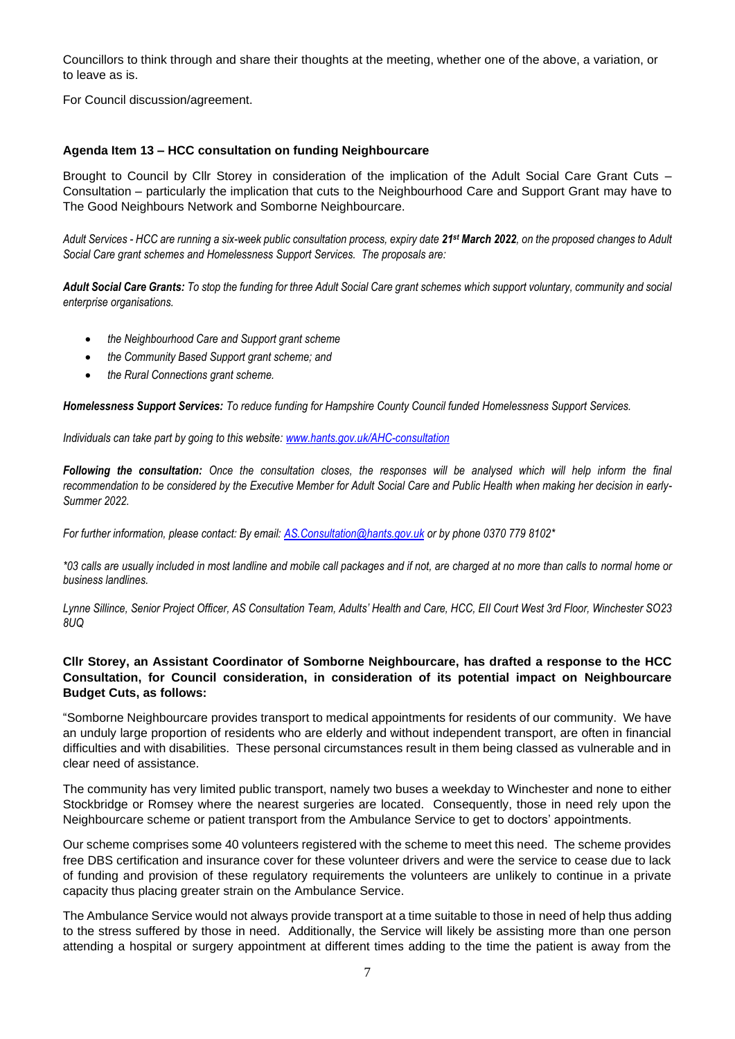Councillors to think through and share their thoughts at the meeting, whether one of the above, a variation, or to leave as is.

For Council discussion/agreement.

**Agenda Item 13 – HCC consultation on funding Neighbourcare**

Brought to Council by Cllr Storey in consideration of the implication of the Adult Social Care Grant Cuts – Consultation – particularly the implication that cuts to the Neighbourhood Care and Support Grant may have to The Good Neighbours Network and Somborne Neighbourcare.

*Adult Services - HCC are running a six-week public consultation process, expiry date **21st March 2022**, on the proposed changes to Adult Social Care grant schemes and Homelessness Support Services. The proposals are:*

***Adult Social Care Grants:** To stop the funding for three Adult Social Care grant schemes which support voluntary, community and social enterprise organisations.*

- *the Neighbourhood Care and Support grant scheme*
- *the Community Based Support grant scheme; and*
- *the Rural Connections grant scheme.*

***Homelessness Support Services:** To reduce funding for Hampshire County Council funded Homelessness Support Services.*

*Individuals can take part by going to this website: [www.hants.gov.uk/AHC-consultation](www.hants.gov.uk/AHC-consultation)*

***Following the consultation:** Once the consultation closes, the responses will be analysed which will help inform the final recommendation to be considered by the Executive Member for Adult Social Care and Public Health when making her decision in early-Summer 2022.*

*For further information, please contact: By email: [AS.Consultation@hants.gov.uk](mailto:AS.Consultation@hants.gov.uk) or by phone 0370 779 8102**

**03 calls are usually included in most landline and mobile call packages and if not, are charged at no more than calls to normal home or business landlines.*

*Lynne Sillince, Senior Project Officer, AS Consultation Team, Adults' Health and Care, HCC, EII Court West 3rd Floor, Winchester SO23 8UQ*

**Cllr Storey, an Assistant Coordinator of Somborne Neighbourcare, has drafted a response to the HCC Consultation, for Council consideration, in consideration of its potential impact on Neighbourcare Budget Cuts, as follows:**

"Somborne Neighbourcare provides transport to medical appointments for residents of our community. We have an unduly large proportion of residents who are elderly and without independent transport, are often in financial difficulties and with disabilities. These personal circumstances result in them being classed as vulnerable and in clear need of assistance.

The community has very limited public transport, namely two buses a weekday to Winchester and none to either Stockbridge or Romsey where the nearest surgeries are located. Consequently, those in need rely upon the Neighbourcare scheme or patient transport from the Ambulance Service to get to doctors' appointments.

Our scheme comprises some 40 volunteers registered with the scheme to meet this need. The scheme provides free DBS certification and insurance cover for these volunteer drivers and were the service to cease due to lack of funding and provision of these regulatory requirements the volunteers are unlikely to continue in a private capacity thus placing greater strain on the Ambulance Service.

The Ambulance Service would not always provide transport at a time suitable to those in need of help thus adding to the stress suffered by those in need. Additionally, the Service will likely be assisting more than one person attending a hospital or surgery appointment at different times adding to the time the patient is away from the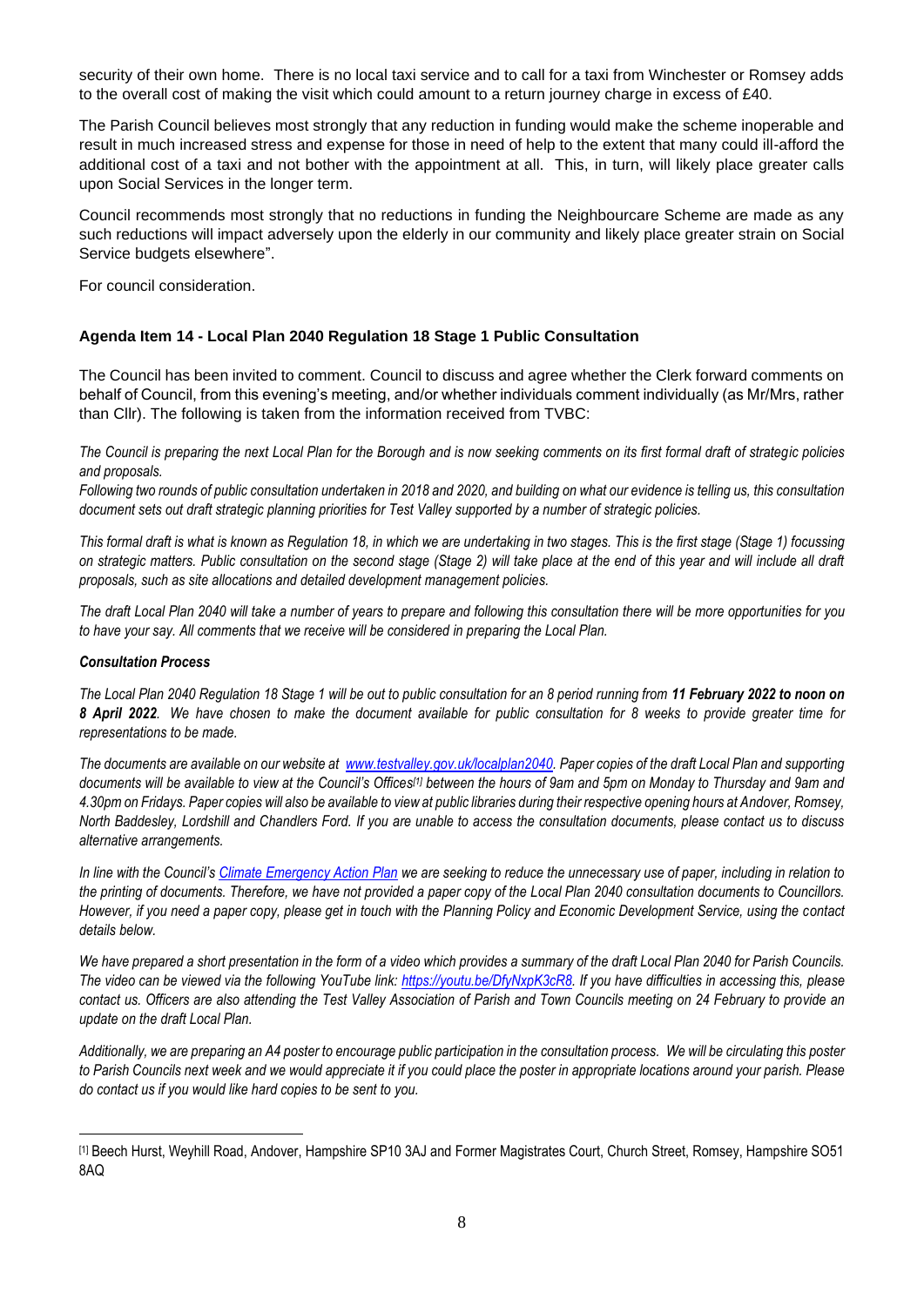security of their own home. There is no local taxi service and to call for a taxi from Winchester or Romsey adds to the overall cost of making the visit which could amount to a return journey charge in excess of £40.

The Parish Council believes most strongly that any reduction in funding would make the scheme inoperable and result in much increased stress and expense for those in need of help to the extent that many could ill-afford the additional cost of a taxi and not bother with the appointment at all. This, in turn, will likely place greater calls upon Social Services in the longer term.

Council recommends most strongly that no reductions in funding the Neighbourcare Scheme are made as any such reductions will impact adversely upon the elderly in our community and likely place greater strain on Social Service budgets elsewhere".

For council consideration.

**Agenda Item 14 - Local Plan 2040 Regulation 18 Stage 1 Public Consultation**

The Council has been invited to comment. Council to discuss and agree whether the Clerk forward comments on behalf of Council, from this evening's meeting, and/or whether individuals comment individually (as Mr/Mrs, rather than Cllr). The following is taken from the information received from TVBC:

*The Council is preparing the next Local Plan for the Borough and is now seeking comments on its first formal draft of strategic policies and proposals.*

*Following two rounds of public consultation undertaken in 2018 and 2020, and building on what our evidence is telling us, this consultation document sets out draft strategic planning priorities for Test Valley supported by a number of strategic policies.*

*This formal draft is what is known as Regulation 18, in which we are undertaking in two stages. This is the first stage (Stage 1) focussing on strategic matters. Public consultation on the second stage (Stage 2) will take place at the end of this year and will include all draft proposals, such as site allocations and detailed development management policies.*

*The draft Local Plan 2040 will take a number of years to prepare and following this consultation there will be more opportunities for you to have your say. All comments that we receive will be considered in preparing the Local Plan.*

***Consultation Process***

*The Local Plan 2040 Regulation 18 Stage 1 will be out to public consultation for an 8 period running from **11 February 2022 to noon on 8 April 2022**. We have chosen to make the document available for public consultation for 8 weeks to provide greater time for representations to be made.*

*The documents are available on our website at [www.testvalley.gov.uk/localplan2040](www.testvalley.gov.uk/localplan2040). Paper copies of the draft Local Plan and supporting documents will be available to view at the Council's Offices[1] between the hours of 9am and 5pm on Monday to Thursday and 9am and 4.30pm on Fridays. Paper copies will also be available to view at public libraries during their respective opening hours at Andover, Romsey, North Baddesley, Lordshill and Chandlers Ford. If you are unable to access the consultation documents, please contact us to discuss alternative arrangements.*

*In line with the Council's Climate Emergency Action Plan we are seeking to reduce the unnecessary use of paper, including in relation to the printing of documents. Therefore, we have not provided a paper copy of the Local Plan 2040 consultation documents to Councillors. However, if you need a paper copy, please get in touch with the Planning Policy and Economic Development Service, using the contact details below.*

*We have prepared a short presentation in the form of a video which provides a summary of the draft Local Plan 2040 for Parish Councils. The video can be viewed via the following YouTube link: [https://youtu.be/DfyNxpK3cR8](https://youtu.be/DfyNxpK3cR8). If you have difficulties in accessing this, please contact us. Officers are also attending the Test Valley Association of Parish and Town Councils meeting on 24 February to provide an update on the draft Local Plan.*

*Additionally, we are preparing an A4 poster to encourage public participation in the consultation process. We will be circulating this poster to Parish Councils next week and we would appreciate it if you could place the poster in appropriate locations around your parish. Please do contact us if you would like hard copies to be sent to you.*

---

[1] Beech Hurst, Weyhill Road, Andover, Hampshire SP10 3AJ and Former Magistrates Court, Church Street, Romsey, Hampshire SO51 8AQ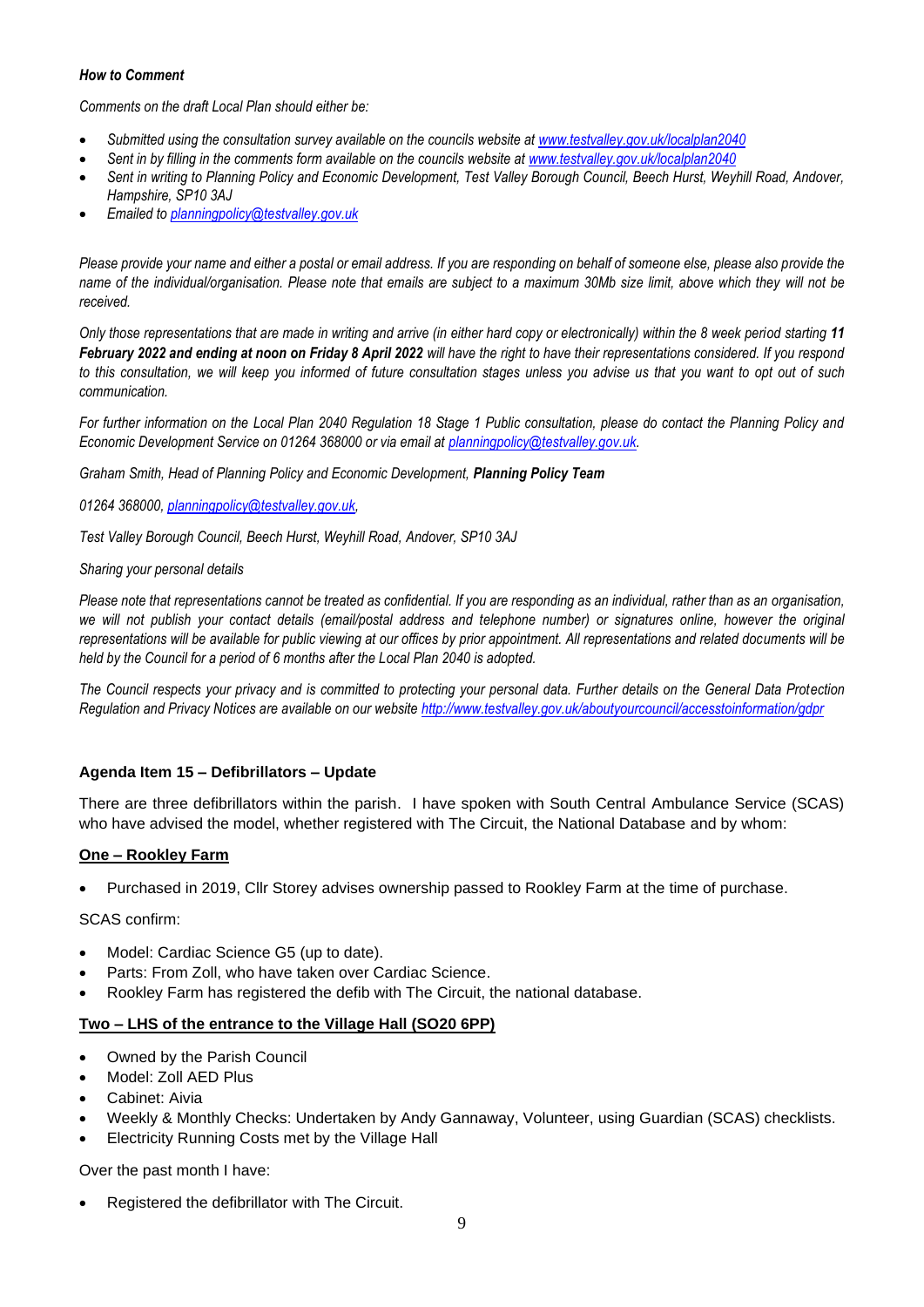***How to Comment***

*Comments on the draft Local Plan should either be:*

- *Submitted using the consultation survey available on the councils website at [www.testvalley.gov.uk/localplan2040](www.testvalley.gov.uk/localplan2040)*
- *Sent in by filling in the comments form available on the councils website at [www.testvalley.gov.uk/localplan2040](www.testvalley.gov.uk/localplan2040)*
- *Sent in writing to Planning Policy and Economic Development, Test Valley Borough Council, Beech Hurst, Weyhill Road, Andover, Hampshire, SP10 3AJ*
- *Emailed to [planningpolicy@testvalley.gov.uk](mailto:planningpolicy@testvalley.gov.uk)*

*Please provide your name and either a postal or email address. If you are responding on behalf of someone else, please also provide the name of the individual/organisation. Please note that emails are subject to a maximum 30Mb size limit, above which they will not be received.*

*Only those representations that are made in writing and arrive (in either hard copy or electronically) within the 8 week period starting **11 February 2022 and ending at noon on Friday 8 April 2022** will have the right to have their representations considered. If you respond to this consultation, we will keep you informed of future consultation stages unless you advise us that you want to opt out of such communication.*

*For further information on the Local Plan 2040 Regulation 18 Stage 1 Public consultation, please do contact the Planning Policy and Economic Development Service on 01264 368000 or via email at [planningpolicy@testvalley.gov.uk](mailto:planningpolicy@testvalley.gov.uk).*

*Graham Smith, Head of Planning Policy and Economic Development, **Planning Policy Team***

*01264 368000, [planningpolicy@testvalley.gov.uk](mailto:planningpolicy@testvalley.gov.uk),*

*Test Valley Borough Council, Beech Hurst, Weyhill Road, Andover, SP10 3AJ*

*Sharing your personal details*

*Please note that representations cannot be treated as confidential. If you are responding as an individual, rather than as an organisation, we will not publish your contact details (email/postal address and telephone number) or signatures online, however the original representations will be available for public viewing at our offices by prior appointment. All representations and related documents will be held by the Council for a period of 6 months after the Local Plan 2040 is adopted.*

*The Council respects your privacy and is committed to protecting your personal data. Further details on the General Data Protection Regulation and Privacy Notices are available on our website [http://www.testvalley.gov.uk/aboutyourcouncil/accesstoinformation/gdpr](http://www.testvalley.gov.uk/aboutyourcouncil/accesstoinformation/gdpr)*

## Agenda Item 15 – Defibrillators – Update

There are three defibrillators within the parish. I have spoken with South Central Ambulance Service (SCAS) who have advised the model, whether registered with The Circuit, the National Database and by whom:

**One – Rookley Farm**

- Purchased in 2019, Cllr Storey advises ownership passed to Rookley Farm at the time of purchase.

SCAS confirm:

- Model: Cardiac Science G5 (up to date).
- Parts: From Zoll, who have taken over Cardiac Science.
- Rookley Farm has registered the defib with The Circuit, the national database.

**Two – LHS of the entrance to the Village Hall (SO20 6PP)**

- Owned by the Parish Council
- Model: Zoll AED Plus
- Cabinet: Aivia
- Weekly & Monthly Checks: Undertaken by Andy Gannaway, Volunteer, using Guardian (SCAS) checklists.
- Electricity Running Costs met by the Village Hall

Over the past month I have:

- Registered the defibrillator with The Circuit.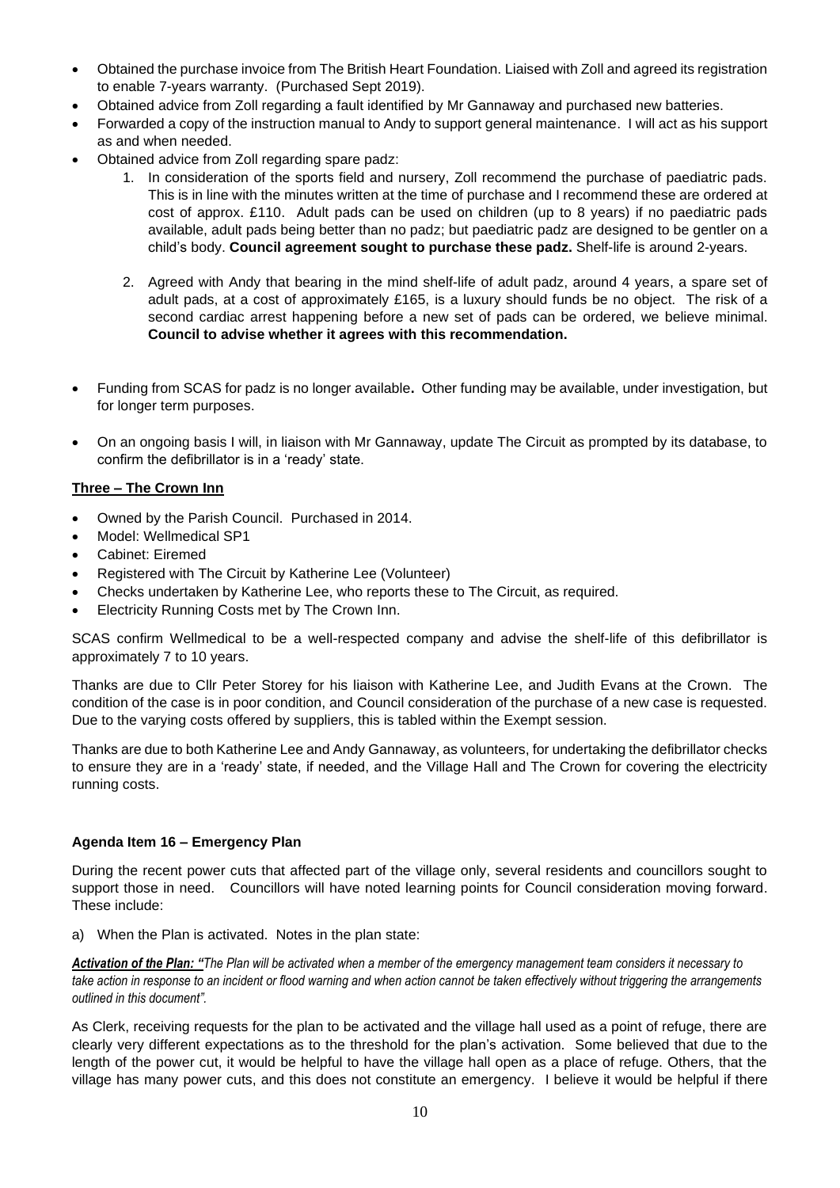- Obtained the purchase invoice from The British Heart Foundation. Liaised with Zoll and agreed its registration to enable 7-years warranty. (Purchased Sept 2019).
- Obtained advice from Zoll regarding a fault identified by Mr Gannaway and purchased new batteries.
- Forwarded a copy of the instruction manual to Andy to support general maintenance. I will act as his support as and when needed.
- Obtained advice from Zoll regarding spare padz:
    1. In consideration of the sports field and nursery, Zoll recommend the purchase of paediatric pads. This is in line with the minutes written at the time of purchase and I recommend these are ordered at cost of approx. £110. Adult pads can be used on children (up to 8 years) if no paediatric pads available, adult pads being better than no padz; but paediatric padz are designed to be gentler on a child's body. **Council agreement sought to purchase these padz.** Shelf-life is around 2-years.
    2. Agreed with Andy that bearing in the mind shelf-life of adult padz, around 4 years, a spare set of adult pads, at a cost of approximately £165, is a luxury should funds be no object. The risk of a second cardiac arrest happening before a new set of pads can be ordered, we believe minimal. **Council to advise whether it agrees with this recommendation.**
- Funding from SCAS for padz is no longer available**.** Other funding may be available, under investigation, but for longer term purposes.
- On an ongoing basis I will, in liaison with Mr Gannaway, update The Circuit as prompted by its database, to confirm the defibrillator is in a 'ready' state.

**Three – The Crown Inn**

- Owned by the Parish Council. Purchased in 2014.
- Model: Wellmedical SP1
- Cabinet: Eiremed
- Registered with The Circuit by Katherine Lee (Volunteer)
- Checks undertaken by Katherine Lee, who reports these to The Circuit, as required.
- Electricity Running Costs met by The Crown Inn.

SCAS confirm Wellmedical to be a well-respected company and advise the shelf-life of this defibrillator is approximately 7 to 10 years.

Thanks are due to Cllr Peter Storey for his liaison with Katherine Lee, and Judith Evans at the Crown. The condition of the case is in poor condition, and Council consideration of the purchase of a new case is requested. Due to the varying costs offered by suppliers, this is tabled within the Exempt session.

Thanks are due to both Katherine Lee and Andy Gannaway, as volunteers, for undertaking the defibrillator checks to ensure they are in a 'ready' state, if needed, and the Village Hall and The Crown for covering the electricity running costs.

**Agenda Item 16 – Emergency Plan**

During the recent power cuts that affected part of the village only, several residents and councillors sought to support those in need. Councillors will have noted learning points for Council consideration moving forward. These include:

a) When the Plan is activated. Notes in the plan state:

***Activation of the Plan:*** *"The Plan will be activated when a member of the emergency management team considers it necessary to take action in response to an incident or flood warning and when action cannot be taken effectively without triggering the arrangements outlined in this document".*

As Clerk, receiving requests for the plan to be activated and the village hall used as a point of refuge, there are clearly very different expectations as to the threshold for the plan's activation. Some believed that due to the length of the power cut, it would be helpful to have the village hall open as a place of refuge. Others, that the village has many power cuts, and this does not constitute an emergency. I believe it would be helpful if there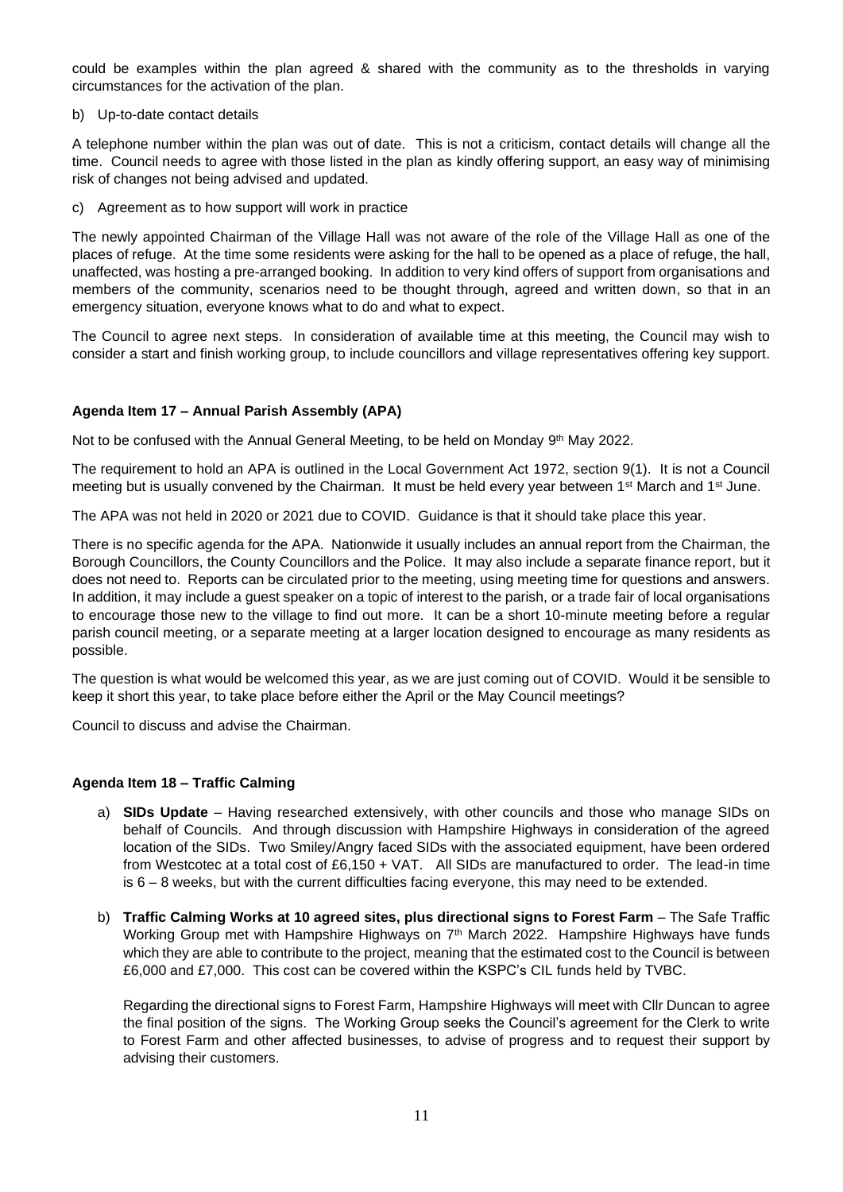could be examples within the plan agreed & shared with the community as to the thresholds in varying circumstances for the activation of the plan.

b) Up-to-date contact details

A telephone number within the plan was out of date. This is not a criticism, contact details will change all the time. Council needs to agree with those listed in the plan as kindly offering support, an easy way of minimising risk of changes not being advised and updated.

c) Agreement as to how support will work in practice

The newly appointed Chairman of the Village Hall was not aware of the role of the Village Hall as one of the places of refuge. At the time some residents were asking for the hall to be opened as a place of refuge, the hall, unaffected, was hosting a pre-arranged booking. In addition to very kind offers of support from organisations and members of the community, scenarios need to be thought through, agreed and written down, so that in an emergency situation, everyone knows what to do and what to expect.

The Council to agree next steps. In consideration of available time at this meeting, the Council may wish to consider a start and finish working group, to include councillors and village representatives offering key support.

**Agenda Item 17 – Annual Parish Assembly (APA)**

Not to be confused with the Annual General Meeting, to be held on Monday 9th May 2022.

The requirement to hold an APA is outlined in the Local Government Act 1972, section 9(1). It is not a Council meeting but is usually convened by the Chairman. It must be held every year between 1st March and 1st June.

The APA was not held in 2020 or 2021 due to COVID. Guidance is that it should take place this year.

There is no specific agenda for the APA. Nationwide it usually includes an annual report from the Chairman, the Borough Councillors, the County Councillors and the Police. It may also include a separate finance report, but it does not need to. Reports can be circulated prior to the meeting, using meeting time for questions and answers. In addition, it may include a guest speaker on a topic of interest to the parish, or a trade fair of local organisations to encourage those new to the village to find out more. It can be a short 10-minute meeting before a regular parish council meeting, or a separate meeting at a larger location designed to encourage as many residents as possible.

The question is what would be welcomed this year, as we are just coming out of COVID. Would it be sensible to keep it short this year, to take place before either the April or the May Council meetings?

Council to discuss and advise the Chairman.

**Agenda Item 18 – Traffic Calming**

a) **SIDs Update** – Having researched extensively, with other councils and those who manage SIDs on behalf of Councils. And through discussion with Hampshire Highways in consideration of the agreed location of the SIDs. Two Smiley/Angry faced SIDs with the associated equipment, have been ordered from Westcotec at a total cost of £6,150 + VAT. All SIDs are manufactured to order. The lead-in time is 6 – 8 weeks, but with the current difficulties facing everyone, this may need to be extended.

b) **Traffic Calming Works at 10 agreed sites, plus directional signs to Forest Farm** – The Safe Traffic Working Group met with Hampshire Highways on 7th March 2022. Hampshire Highways have funds which they are able to contribute to the project, meaning that the estimated cost to the Council is between £6,000 and £7,000. This cost can be covered within the KSPC's CIL funds held by TVBC.

   Regarding the directional signs to Forest Farm, Hampshire Highways will meet with Cllr Duncan to agree the final position of the signs. The Working Group seeks the Council's agreement for the Clerk to write to Forest Farm and other affected businesses, to advise of progress and to request their support by advising their customers.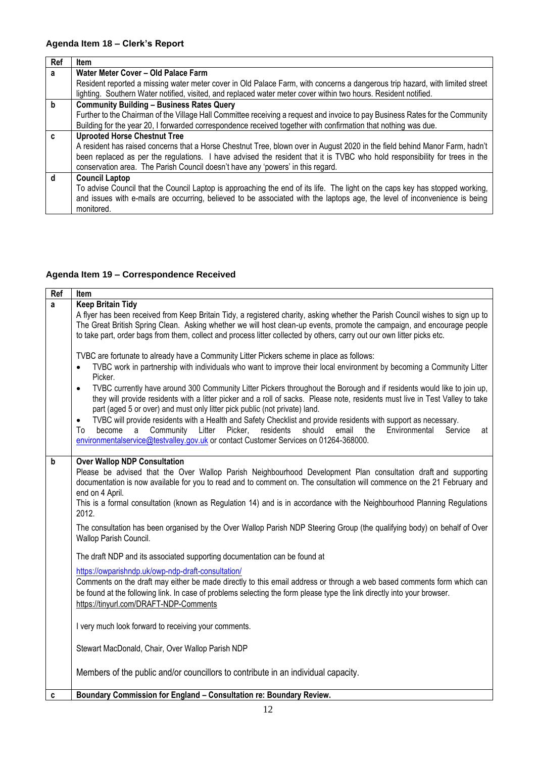**Agenda Item 18 – Clerk's Report**

| Ref | Item |
|---|---|
| a | **Water Meter Cover – Old Palace Farm**<br>Resident reported a missing water meter cover in Old Palace Farm, with concerns a dangerous trip hazard, with limited street lighting. Southern Water notified, visited, and replaced water meter cover within two hours. Resident notified. |
| b | **Community Building – Business Rates Query**<br>Further to the Chairman of the Village Hall Committee receiving a request and invoice to pay Business Rates for the Community Building for the year 20, I forwarded correspondence received together with confirmation that nothing was due. |
| c | **Uprooted Horse Chestnut Tree**<br>A resident has raised concerns that a Horse Chestnut Tree, blown over in August 2020 in the field behind Manor Farm, hadn't been replaced as per the regulations. I have advised the resident that it is TVBC who hold responsibility for trees in the conservation area. The Parish Council doesn't have any 'powers' in this regard. |
| d | **Council Laptop**<br>To advise Council that the Council Laptop is approaching the end of its life. The light on the caps key has stopped working, and issues with e-mails are occurring, believed to be associated with the laptops age, the level of inconvenience is being monitored. |

**Agenda Item 19 – Correspondence Received**

| Ref | Item |
|---|---|
| a | **Keep Britain Tidy**<br>A flyer has been received from Keep Britain Tidy, a registered charity, asking whether the Parish Council wishes to sign up to The Great British Spring Clean. Asking whether we will host clean-up events, promote the campaign, and encourage people to take part, order bags from them, collect and process litter collected by others, carry out our own litter picks etc.<br><br>TVBC are fortunate to already have a Community Litter Pickers scheme in place as follows:<br>• TVBC work in partnership with individuals who want to improve their local environment by becoming a Community Litter Picker.<br>• TVBC currently have around 300 Community Litter Pickers throughout the Borough and if residents would like to join up, they will provide residents with a litter picker and a roll of sacks. Please note, residents must live in Test Valley to take part (aged 5 or over) and must only litter pick public (not private) land.<br>• TVBC will provide residents with a Health and Safety Checklist and provide residents with support as necessary.<br>To become a Community Litter Picker, residents should email the Environmental Service at environmentalservice@testvalley.gov.uk or contact Customer Services on 01264-368000. |
| b | **Over Wallop NDP Consultation**<br>Please be advised that the Over Wallop Parish Neighbourhood Development Plan consultation draft and supporting documentation is now available for you to read and to comment on. The consultation will commence on the 21 February and end on 4 April.<br>This is a formal consultation (known as Regulation 14) and is in accordance with the Neighbourhood Planning Regulations 2012.<br><br>The consultation has been organised by the Over Wallop Parish NDP Steering Group (the qualifying body) on behalf of Over Wallop Parish Council.<br><br>The draft NDP and its associated supporting documentation can be found at<br><br>https://owparishndp.uk/owp-ndp-draft-consultation/<br>Comments on the draft may either be made directly to this email address or through a web based comments form which can be found at the following link. In case of problems selecting the form please type the link directly into your browser.<br>https://tinyurl.com/DRAFT-NDP-Comments<br><br>I very much look forward to receiving your comments.<br><br>Stewart MacDonald, Chair, Over Wallop Parish NDP<br><br>Members of the public and/or councillors to contribute in an individual capacity. |
| c | **Boundary Commission for England – Consultation re: Boundary Review.** |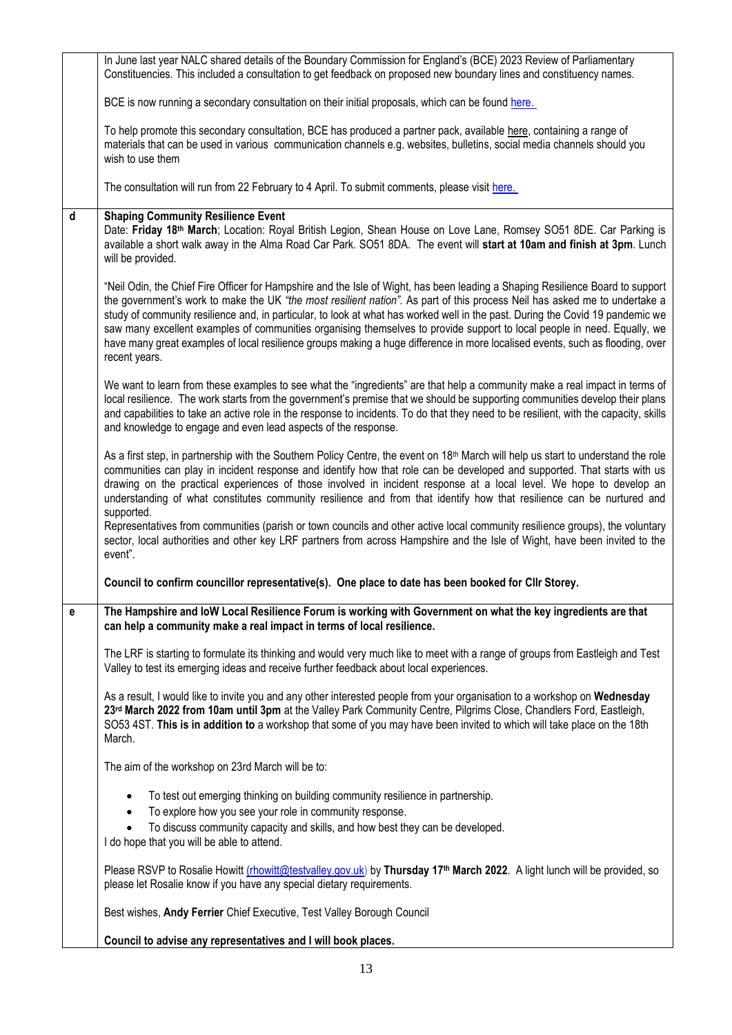| | |
|---|---|
| | In June last year NALC shared details of the Boundary Commission for England's (BCE) 2023 Review of Parliamentary Constituencies. This included a consultation to get feedback on proposed new boundary lines and constituency names.<br><br>BCE is now running a secondary consultation on their initial proposals, which can be found here.<br><br>To help promote this secondary consultation, BCE has produced a partner pack, available here, containing a range of materials that can be used in various communication channels e.g. websites, bulletins, social media channels should you wish to use them<br><br>The consultation will run from 22 February to 4 April. To submit comments, please visit here. |
| d | **Shaping Community Resilience Event**<br>Date: **Friday 18th March**; Location: Royal British Legion, Shean House on Love Lane, Romsey SO51 8DE. Car Parking is available a short walk away in the Alma Road Car Park. SO51 8DA. The event will **start at 10am and finish at 3pm**. Lunch will be provided.<br><br>"Neil Odin, the Chief Fire Officer for Hampshire and the Isle of Wight, has been leading a Shaping Resilience Board to support the government's work to make the UK *"the most resilient nation"*. As part of this process Neil has asked me to undertake a study of community resilience and, in particular, to look at what has worked well in the past. During the Covid 19 pandemic we saw many excellent examples of communities organising themselves to provide support to local people in need. Equally, we have many great examples of local resilience groups making a huge difference in more localised events, such as flooding, over recent years.<br><br>We want to learn from these examples to see what the "ingredients" are that help a community make a real impact in terms of local resilience. The work starts from the government's premise that we should be supporting communities develop their plans and capabilities to take an active role in the response to incidents. To do that they need to be resilient, with the capacity, skills and knowledge to engage and even lead aspects of the response.<br><br>As a first step, in partnership with the Southern Policy Centre, the event on 18th March will help us start to understand the role communities can play in incident response and identify how that role can be developed and supported. That starts with us drawing on the practical experiences of those involved in incident response at a local level. We hope to develop an understanding of what constitutes community resilience and from that identify how that resilience can be nurtured and supported.<br>Representatives from communities (parish or town councils and other active local community resilience groups), the voluntary sector, local authorities and other key LRF partners from across Hampshire and the Isle of Wight, have been invited to the event".<br><br>**Council to confirm councillor representative(s). One place to date has been booked for Cllr Storey.** |
| e | **The Hampshire and IoW Local Resilience Forum is working with Government on what the key ingredients are that can help a community make a real impact in terms of local resilience.**<br><br>The LRF is starting to formulate its thinking and would very much like to meet with a range of groups from Eastleigh and Test Valley to test its emerging ideas and receive further feedback about local experiences.<br><br>As a result, I would like to invite you and any other interested people from your organisation to a workshop on **Wednesday 23rd March 2022 from 10am until 3pm** at the Valley Park Community Centre, Pilgrims Close, Chandlers Ford, Eastleigh, SO53 4ST. **This is in addition to** a workshop that some of you may have been invited to which will take place on the 18th March.<br><br>The aim of the workshop on 23rd March will be to:<br><br>• To test out emerging thinking on building community resilience in partnership.<br>• To explore how you see your role in community response.<br>• To discuss community capacity and skills, and how best they can be developed.<br>I do hope that you will be able to attend.<br><br>Please RSVP to Rosalie Howitt (rhowitt@testvalley.gov.uk) by **Thursday 17th March 2022**. A light lunch will be provided, so please let Rosalie know if you have any special dietary requirements.<br><br>Best wishes, **Andy Ferrier** Chief Executive, Test Valley Borough Council<br><br>**Council to advise any representatives and I will book places.** |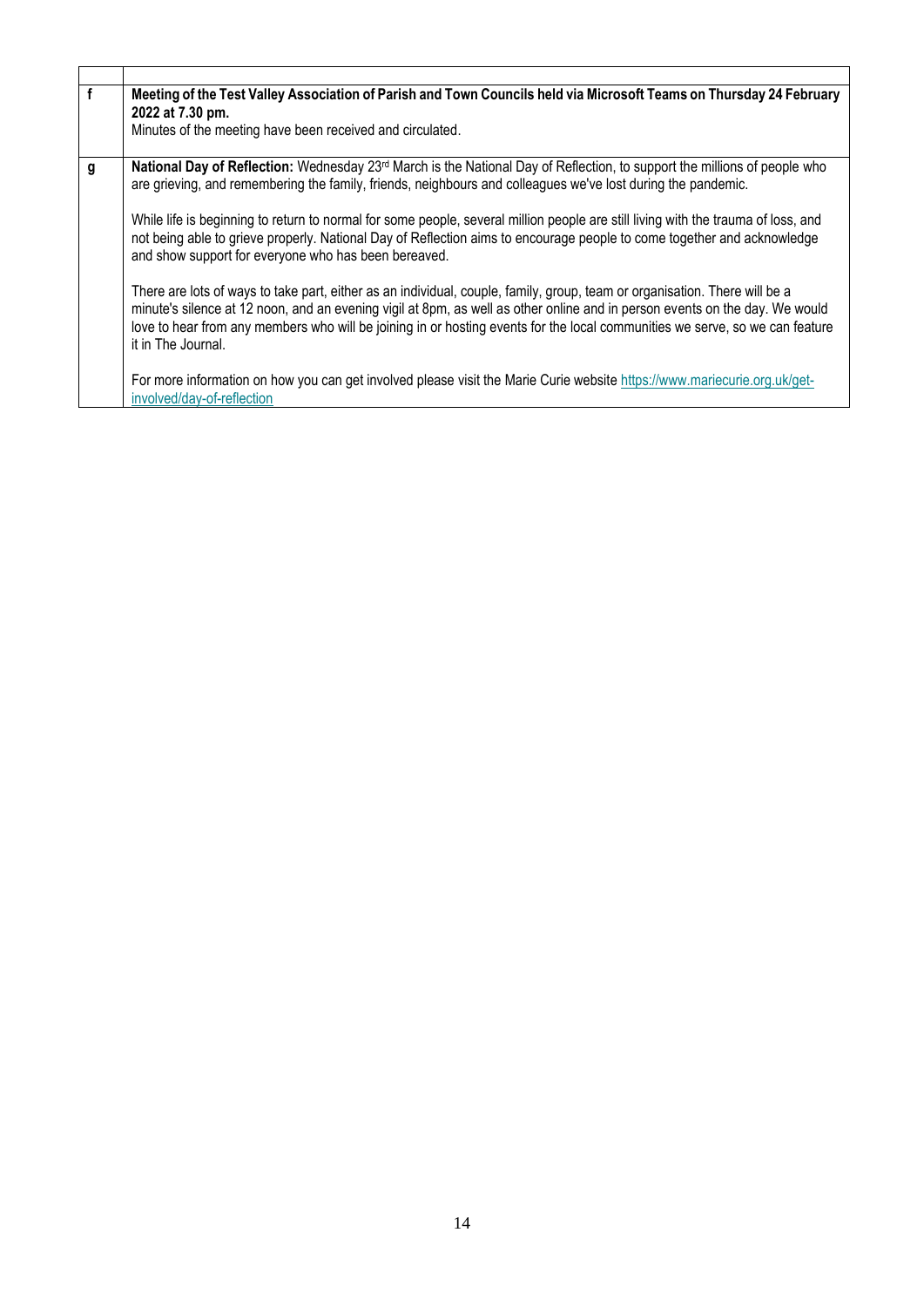| | |
|---|---|
| f | **Meeting of the Test Valley Association of Parish and Town Councils held via Microsoft Teams on Thursday 24 February 2022 at 7.30 pm.**<br>Minutes of the meeting have been received and circulated. |
| g | **National Day of Reflection:** Wednesday 23rd March is the National Day of Reflection, to support the millions of people who are grieving, and remembering the family, friends, neighbours and colleagues we've lost during the pandemic.<br><br>While life is beginning to return to normal for some people, several million people are still living with the trauma of loss, and not being able to grieve properly. National Day of Reflection aims to encourage people to come together and acknowledge and show support for everyone who has been bereaved.<br><br>There are lots of ways to take part, either as an individual, couple, family, group, team or organisation. There will be a minute's silence at 12 noon, and an evening vigil at 8pm, as well as other online and in person events on the day. We would love to hear from any members who will be joining in or hosting events for the local communities we serve, so we can feature it in The Journal.<br><br>For more information on how you can get involved please visit the Marie Curie website https://www.mariecurie.org.uk/get-involved/day-of-reflection |